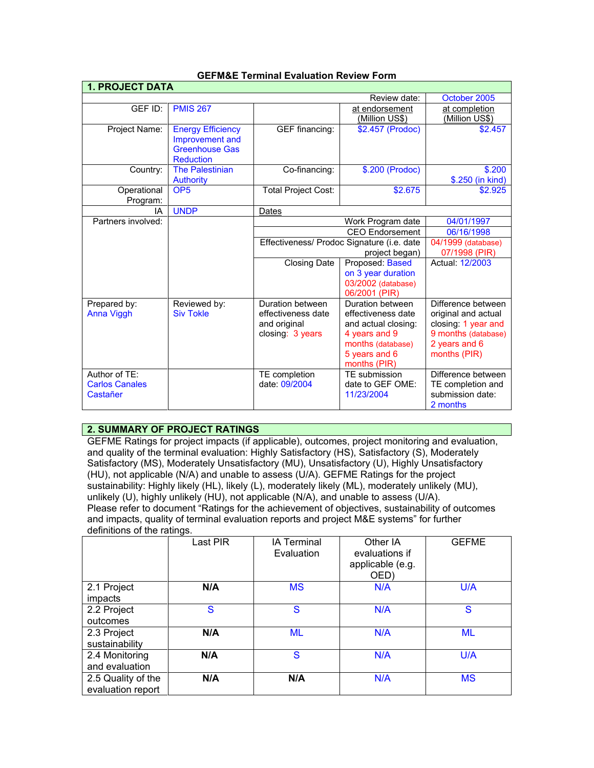# GEFM&E Terminal Evaluation Review Form

## 1. PROJECT DATA

| | | | | |
|---|---|---|---|---|
| | | | Review date: | October 2005 |
| GEF ID: | PMIS 267 | | at endorsement (Million US$) | at completion (Million US$) |
| Project Name: | Energy Efficiency Improvement and Greenhouse Gas Reduction | GEF financing: | $2.457 (Prodoc) | $2.457 |
| Country: | The Palestinian Authority | Co-financing: | $.200 (Prodoc) | $.200 $.250 (in kind) |
| Operational Program: | OP5 | Total Project Cost: | $2.675 | $2.925 |
| IA | UNDP | Dates | | |
| Partners involved: | | | Work Program date | 04/01/1997 |
| | | | CEO Endorsement | 06/16/1998 |
| | | | Effectiveness/ Prodoc Signature (i.e. date project began) | 04/1999 (database) 07/1998 (PIR) |
| | | Closing Date | Proposed: Based on 3 year duration 03/2002 (database) 06/2001 (PIR) | Actual: 12/2003 |
| Prepared by: Anna Viggh | Reviewed by: Siv Tokle | Duration between effectiveness date and original closing: 3 years | Duration between effectiveness date and actual closing: 4 years and 9 months (database) 5 years and 6 months (PIR) | Difference between original and actual closing: 1 year and 9 months (database) 2 years and 6 months (PIR) |
| Author of TE: Carlos Canales Castañer | | TE completion date: 09/2004 | TE submission date to GEF OME: 11/23/2004 | Difference between TE completion and submission date: 2 months |

## 2. SUMMARY OF PROJECT RATINGS

GEFME Ratings for project impacts (if applicable), outcomes, project monitoring and evaluation, and quality of the terminal evaluation: Highly Satisfactory (HS), Satisfactory (S), Moderately Satisfactory (MS), Moderately Unsatisfactory (MU), Unsatisfactory (U), Highly Unsatisfactory (HU), not applicable (N/A) and unable to assess (U/A). GEFME Ratings for the project sustainability: Highly likely (HL), likely (L), moderately likely (ML), moderately unlikely (MU), unlikely (U), highly unlikely (HU), not applicable (N/A), and unable to assess (U/A).
Please refer to document "Ratings for the achievement of objectives, sustainability of outcomes and impacts, quality of terminal evaluation reports and project M&E systems" for further definitions of the ratings.

| | Last PIR | IA Terminal Evaluation | Other IA evaluations if applicable (e.g. OED) | GEFME |
|---|---|---|---|---|
| 2.1 Project impacts | **N/A** | MS | N/A | U/A |
| 2.2 Project outcomes | S | S | N/A | S |
| 2.3 Project sustainability | **N/A** | ML | N/A | ML |
| 2.4 Monitoring and evaluation | **N/A** | S | N/A | U/A |
| 2.5 Quality of the evaluation report | **N/A** | **N/A** | N/A | MS |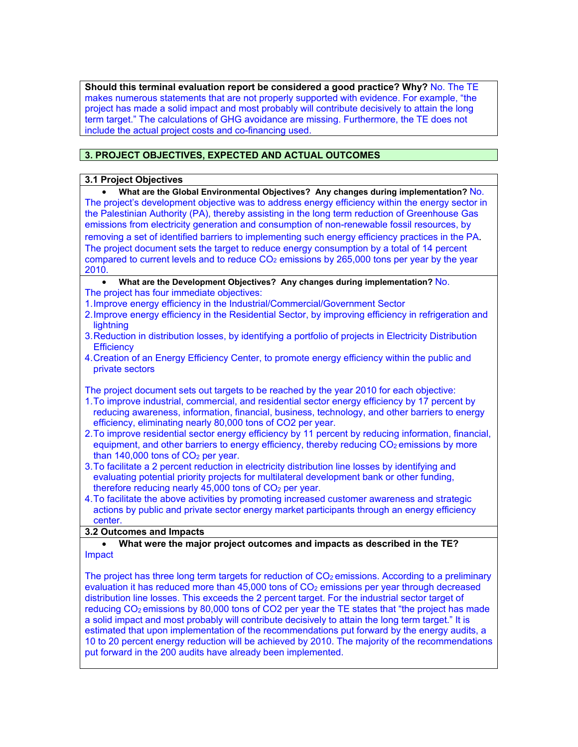**Should this terminal evaluation report be considered a good practice? Why?** No. The TE makes numerous statements that are not properly supported with evidence. For example, "the project has made a solid impact and most probably will contribute decisively to attain the long term target." The calculations of GHG avoidance are missing. Furthermore, the TE does not include the actual project costs and co-financing used.

## 3. PROJECT OBJECTIVES, EXPECTED AND ACTUAL OUTCOMES

### 3.1 Project Objectives

- **What are the Global Environmental Objectives? Any changes during implementation?** No.

The project's development objective was to address energy efficiency within the energy sector in the Palestinian Authority (PA), thereby assisting in the long term reduction of Greenhouse Gas emissions from electricity generation and consumption of non-renewable fossil resources, by removing a set of identified barriers to implementing such energy efficiency practices in the PA. The project document sets the target to reduce energy consumption by a total of 14 percent compared to current levels and to reduce $CO_2$ emissions by 265,000 tons per year by the year 2010.

- **What are the Development Objectives? Any changes during implementation?** No.

The project has four immediate objectives:

1. Improve energy efficiency in the Industrial/Commercial/Government Sector
2. Improve energy efficiency in the Residential Sector, by improving efficiency in refrigeration and lightning
3. Reduction in distribution losses, by identifying a portfolio of projects in Electricity Distribution Efficiency
4. Creation of an Energy Efficiency Center, to promote energy efficiency within the public and private sectors

The project document sets out targets to be reached by the year 2010 for each objective:

1. To improve industrial, commercial, and residential sector energy efficiency by 17 percent by reducing awareness, information, financial, business, technology, and other barriers to energy efficiency, eliminating nearly 80,000 tons of CO2 per year.
2. To improve residential sector energy efficiency by 11 percent by reducing information, financial, equipment, and other barriers to energy efficiency, thereby reducing $CO_2$ emissions by more than 140,000 tons of $CO_2$ per year.
3. To facilitate a 2 percent reduction in electricity distribution line losses by identifying and evaluating potential priority projects for multilateral development bank or other funding, therefore reducing nearly 45,000 tons of $CO_2$ per year.
4. To facilitate the above activities by promoting increased customer awareness and strategic actions by public and private sector energy market participants through an energy efficiency center.

### 3.2 Outcomes and Impacts

- **What were the major project outcomes and impacts as described in the TE?**

Impact

The project has three long term targets for reduction of $CO_2$ emissions. According to a preliminary evaluation it has reduced more than 45,000 tons of $CO_2$ emissions per year through decreased distribution line losses. This exceeds the 2 percent target. For the industrial sector target of reducing $CO_2$ emissions by 80,000 tons of CO2 per year the TE states that "the project has made a solid impact and most probably will contribute decisively to attain the long term target." It is estimated that upon implementation of the recommendations put forward by the energy audits, a 10 to 20 percent energy reduction will be achieved by 2010. The majority of the recommendations put forward in the 200 audits have already been implemented.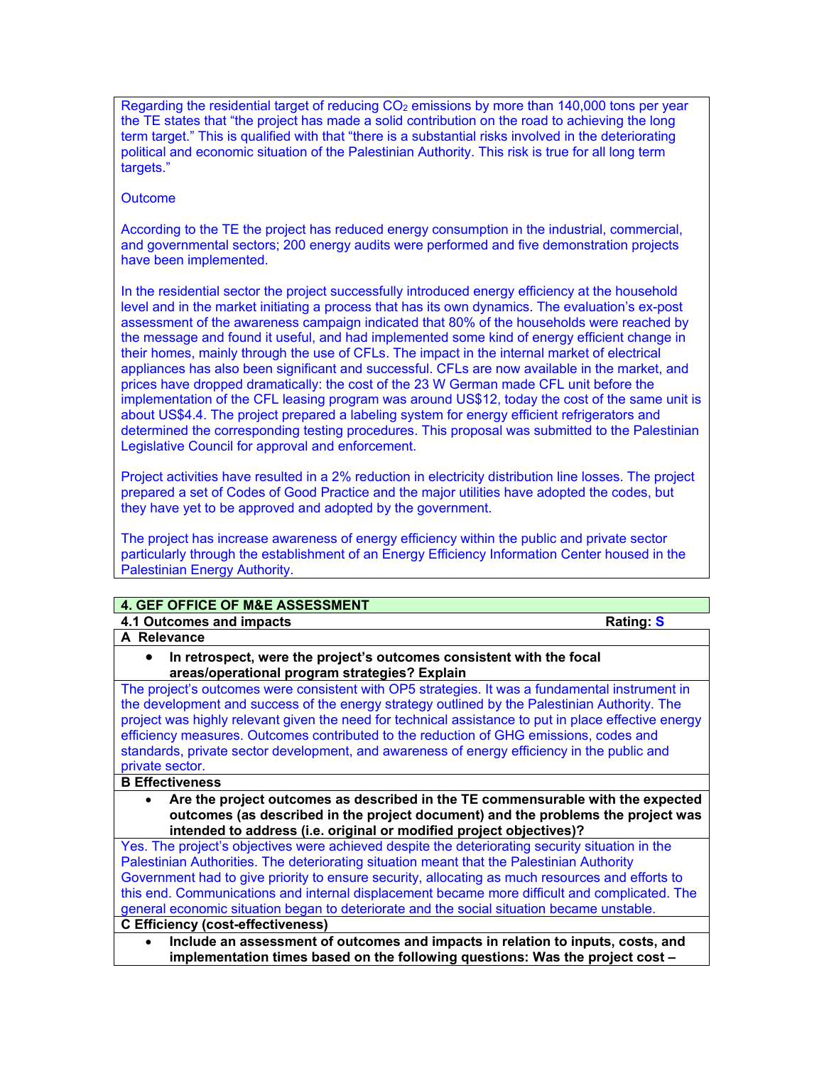Regarding the residential target of reducing $CO_2$ emissions by more than 140,000 tons per year the TE states that "the project has made a solid contribution on the road to achieving the long term target." This is qualified with that "there is a substantial risks involved in the deteriorating political and economic situation of the Palestinian Authority. This risk is true for all long term targets."

Outcome

According to the TE the project has reduced energy consumption in the industrial, commercial, and governmental sectors; 200 energy audits were performed and five demonstration projects have been implemented.

In the residential sector the project successfully introduced energy efficiency at the household level and in the market initiating a process that has its own dynamics. The evaluation's ex-post assessment of the awareness campaign indicated that 80% of the households were reached by the message and found it useful, and had implemented some kind of energy efficient change in their homes, mainly through the use of CFLs. The impact in the internal market of electrical appliances has also been significant and successful. CFLs are now available in the market, and prices have dropped dramatically: the cost of the 23 W German made CFL unit before the implementation of the CFL leasing program was around US$12, today the cost of the same unit is about US$4.4. The project prepared a labeling system for energy efficient refrigerators and determined the corresponding testing procedures. This proposal was submitted to the Palestinian Legislative Council for approval and enforcement.

Project activities have resulted in a 2% reduction in electricity distribution line losses. The project prepared a set of Codes of Good Practice and the major utilities have adopted the codes, but they have yet to be approved and adopted by the government.

The project has increase awareness of energy efficiency within the public and private sector particularly through the establishment of an Energy Efficiency Information Center housed in the Palestinian Energy Authority.

## 4. GEF OFFICE OF M&E ASSESSMENT

### 4.1 Outcomes and impacts — Rating: S

**A Relevance**

- **In retrospect, were the project's outcomes consistent with the focal areas/operational program strategies? Explain**

The project's outcomes were consistent with OP5 strategies. It was a fundamental instrument in the development and success of the energy strategy outlined by the Palestinian Authority. The project was highly relevant given the need for technical assistance to put in place effective energy efficiency measures. Outcomes contributed to the reduction of GHG emissions, codes and standards, private sector development, and awareness of energy efficiency in the public and private sector.

**B Effectiveness**

- **Are the project outcomes as described in the TE commensurable with the expected outcomes (as described in the project document) and the problems the project was intended to address (i.e. original or modified project objectives)?**

Yes. The project's objectives were achieved despite the deteriorating security situation in the Palestinian Authorities. The deteriorating situation meant that the Palestinian Authority Government had to give priority to ensure security, allocating as much resources and efforts to this end. Communications and internal displacement became more difficult and complicated. The general economic situation began to deteriorate and the social situation became unstable.

**C Efficiency (cost-effectiveness)**

- **Include an assessment of outcomes and impacts in relation to inputs, costs, and implementation times based on the following questions: Was the project cost –**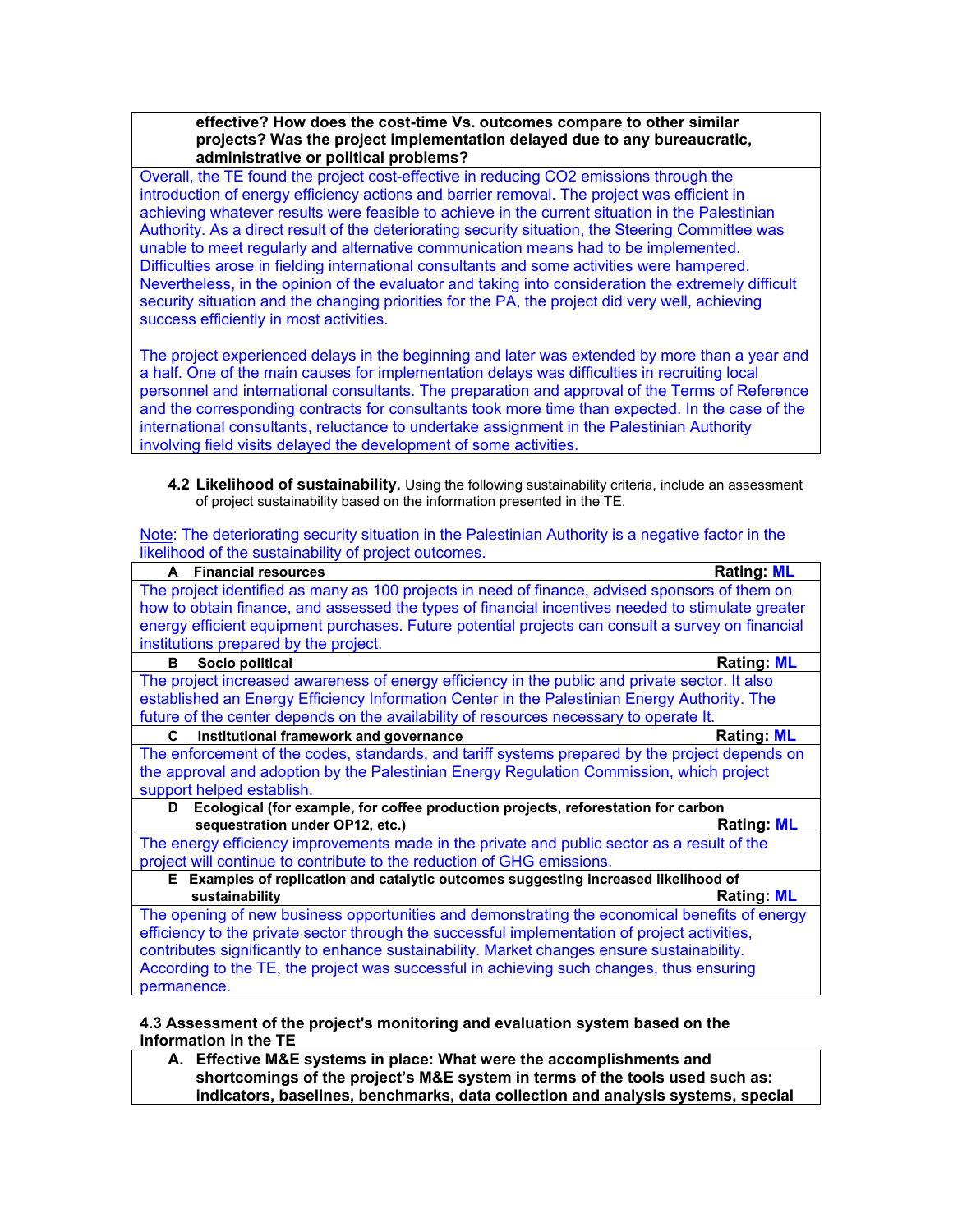| **effective? How does the cost-time Vs. outcomes compare to other similar projects? Was the project implementation delayed due to any bureaucratic, administrative or political problems?** |
|---|
| Overall, the TE found the project cost-effective in reducing $CO_2$ emissions through the introduction of energy efficiency actions and barrier removal. The project was efficient in achieving whatever results were feasible to achieve in the current situation in the Palestinian Authority. As a direct result of the deteriorating security situation, the Steering Committee was unable to meet regularly and alternative communication means had to be implemented. Difficulties arose in fielding international consultants and some activities were hampered. Nevertheless, in the opinion of the evaluator and taking into consideration the extremely difficult security situation and the changing priorities for the PA, the project did very well, achieving success efficiently in most activities.<br><br>The project experienced delays in the beginning and later was extended by more than a year and a half. One of the main causes for implementation delays was difficulties in recruiting local personnel and international consultants. The preparation and approval of the Terms of Reference and the corresponding contracts for consultants took more time than expected. In the case of the international consultants, reluctance to undertake assignment in the Palestinian Authority involving field visits delayed the development of some activities. |

**4.2 Likelihood of sustainability.** Using the following sustainability criteria, include an assessment of project sustainability based on the information presented in the TE.

Note: The deteriorating security situation in the Palestinian Authority is a negative factor in the likelihood of the sustainability of project outcomes.

| **A Financial resources** | **Rating: ML** |
|---|---|
| The project identified as many as 100 projects in need of finance, advised sponsors of them on how to obtain finance, and assessed the types of financial incentives needed to stimulate greater energy efficient equipment purchases. Future potential projects can consult a survey on financial institutions prepared by the project. | |
| **B Socio political** | **Rating: ML** |
| The project increased awareness of energy efficiency in the public and private sector. It also established an Energy Efficiency Information Center in the Palestinian Energy Authority. The future of the center depends on the availability of resources necessary to operate It. | |
| **C Institutional framework and governance** | **Rating: ML** |
| The enforcement of the codes, standards, and tariff systems prepared by the project depends on the approval and adoption by the Palestinian Energy Regulation Commission, which project support helped establish. | |
| **D Ecological (for example, for coffee production projects, reforestation for carbon sequestration under OP12, etc.)** | **Rating: ML** |
| The energy efficiency improvements made in the private and public sector as a result of the project will continue to contribute to the reduction of GHG emissions. | |
| **E Examples of replication and catalytic outcomes suggesting increased likelihood of sustainability** | **Rating: ML** |
| The opening of new business opportunities and demonstrating the economical benefits of energy efficiency to the private sector through the successful implementation of project activities, contributes significantly to enhance sustainability. Market changes ensure sustainability. According to the TE, the project was successful in achieving such changes, thus ensuring permanence. | |

**4.3 Assessment of the project's monitoring and evaluation system based on the information in the TE**

| **A. Effective M&E systems in place: What were the accomplishments and shortcomings of the project's M&E system in terms of the tools used such as: indicators, baselines, benchmarks, data collection and analysis systems, special** |
|---|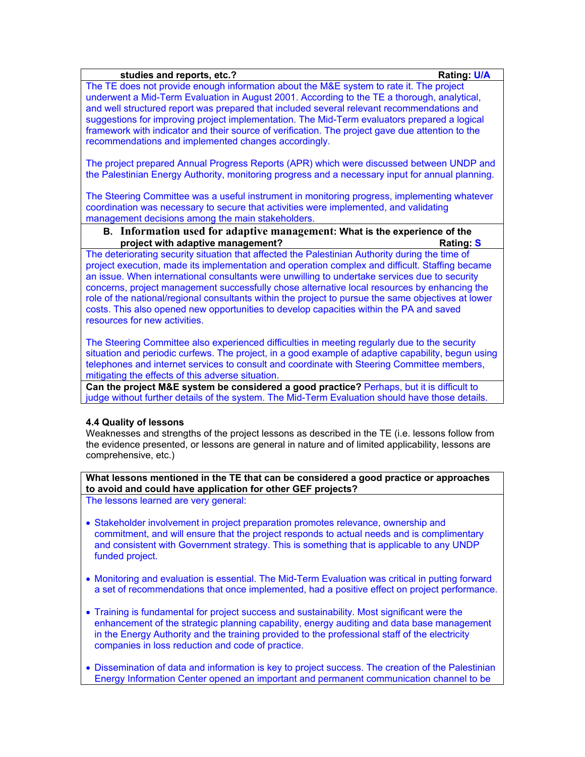**studies and reports, etc.?** **Rating: U/A**

The TE does not provide enough information about the M&E system to rate it. The project underwent a Mid-Term Evaluation in August 2001. According to the TE a thorough, analytical, and well structured report was prepared that included several relevant recommendations and suggestions for improving project implementation. The Mid-Term evaluators prepared a logical framework with indicator and their source of verification. The project gave due attention to the recommendations and implemented changes accordingly.

The project prepared Annual Progress Reports (APR) which were discussed between UNDP and the Palestinian Energy Authority, monitoring progress and a necessary input for annual planning.

The Steering Committee was a useful instrument in monitoring progress, implementing whatever coordination was necessary to secure that activities were implemented, and validating management decisions among the main stakeholders.

**B. Information used for adaptive management: What is the experience of the project with adaptive management?** **Rating: S**

The deteriorating security situation that affected the Palestinian Authority during the time of project execution, made its implementation and operation complex and difficult. Staffing became an issue. When international consultants were unwilling to undertake services due to security concerns, project management successfully chose alternative local resources by enhancing the role of the national/regional consultants within the project to pursue the same objectives at lower costs. This also opened new opportunities to develop capacities within the PA and saved resources for new activities.

The Steering Committee also experienced difficulties in meeting regularly due to the security situation and periodic curfews. The project, in a good example of adaptive capability, begun using telephones and internet services to consult and coordinate with Steering Committee members, mitigating the effects of this adverse situation.

**Can the project M&E system be considered a good practice?** Perhaps, but it is difficult to judge without further details of the system. The Mid-Term Evaluation should have those details.

### 4.4 Quality of lessons

Weaknesses and strengths of the project lessons as described in the TE (i.e. lessons follow from the evidence presented, or lessons are general in nature and of limited applicability, lessons are comprehensive, etc.)

**What lessons mentioned in the TE that can be considered a good practice or approaches to avoid and could have application for other GEF projects?**

The lessons learned are very general:

- Stakeholder involvement in project preparation promotes relevance, ownership and commitment, and will ensure that the project responds to actual needs and is complimentary and consistent with Government strategy. This is something that is applicable to any UNDP funded project.
- Monitoring and evaluation is essential. The Mid-Term Evaluation was critical in putting forward a set of recommendations that once implemented, had a positive effect on project performance.
- Training is fundamental for project success and sustainability. Most significant were the enhancement of the strategic planning capability, energy auditing and data base management in the Energy Authority and the training provided to the professional staff of the electricity companies in loss reduction and code of practice.
- Dissemination of data and information is key to project success. The creation of the Palestinian Energy Information Center opened an important and permanent communication channel to be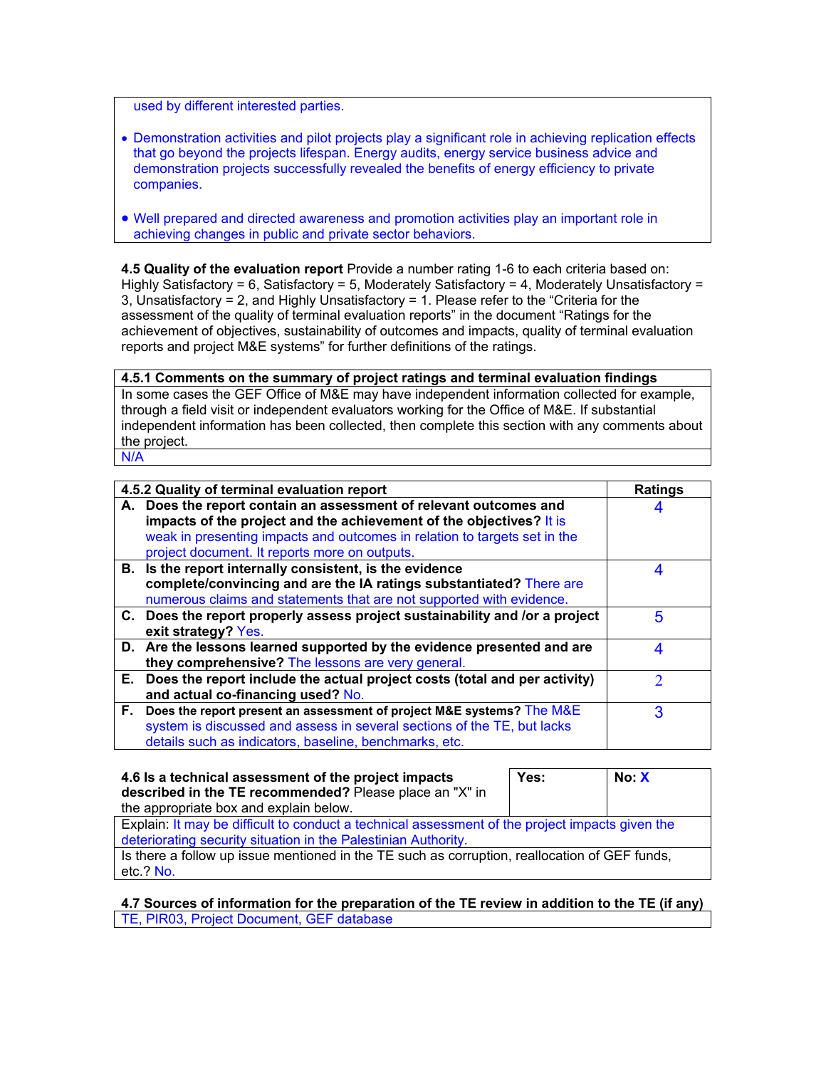used by different interested parties.

- Demonstration activities and pilot projects play a significant role in achieving replication effects that go beyond the projects lifespan. Energy audits, energy service business advice and demonstration projects successfully revealed the benefits of energy efficiency to private companies.

- Well prepared and directed awareness and promotion activities play an important role in achieving changes in public and private sector behaviors.

**4.5 Quality of the evaluation report** Provide a number rating 1-6 to each criteria based on: Highly Satisfactory = 6, Satisfactory = 5, Moderately Satisfactory = 4, Moderately Unsatisfactory = 3, Unsatisfactory = 2, and Highly Unsatisfactory = 1. Please refer to the "Criteria for the assessment of the quality of terminal evaluation reports" in the document "Ratings for the achievement of objectives, sustainability of outcomes and impacts, quality of terminal evaluation reports and project M&E systems" for further definitions of the ratings.

| **4.5.1 Comments on the summary of project ratings and terminal evaluation findings** |
|---|
| In some cases the GEF Office of M&E may have independent information collected for example, through a field visit or independent evaluators working for the Office of M&E. If substantial independent information has been collected, then complete this section with any comments about the project. |
| N/A |

| **4.5.2 Quality of terminal evaluation report** | **Ratings** |
|---|---|
| **A. Does the report contain an assessment of relevant outcomes and impacts of the project and the achievement of the objectives?** It is weak in presenting impacts and outcomes in relation to targets set in the project document. It reports more on outputs. | 4 |
| **B. Is the report internally consistent, is the evidence complete/convincing and are the IA ratings substantiated?** There are numerous claims and statements that are not supported with evidence. | 4 |
| **C. Does the report properly assess project sustainability and /or a project exit strategy?** Yes. | 5 |
| **D. Are the lessons learned supported by the evidence presented and are they comprehensive?** The lessons are very general. | 4 |
| **E. Does the report include the actual project costs (total and per activity) and actual co-financing used?** No. | 2 |
| **F. Does the report present an assessment of project M&E systems?** The M&E system is discussed and assess in several sections of the TE, but lacks details such as indicators, baseline, benchmarks, etc. | 3 |

| **4.6 Is a technical assessment of the project impacts described in the TE recommended?** Please place an "X" in the appropriate box and explain below. | **Yes:** | **No:** X |
|---|---|---|
| Explain: It may be difficult to conduct a technical assessment of the project impacts given the deteriorating security situation in the Palestinian Authority. | | |
| Is there a follow up issue mentioned in the TE such as corruption, reallocation of GEF funds, etc.? No. | | |

| **4.7 Sources of information for the preparation of the TE review in addition to the TE (if any)** |
|---|
| TE, PIR03, Project Document, GEF database |